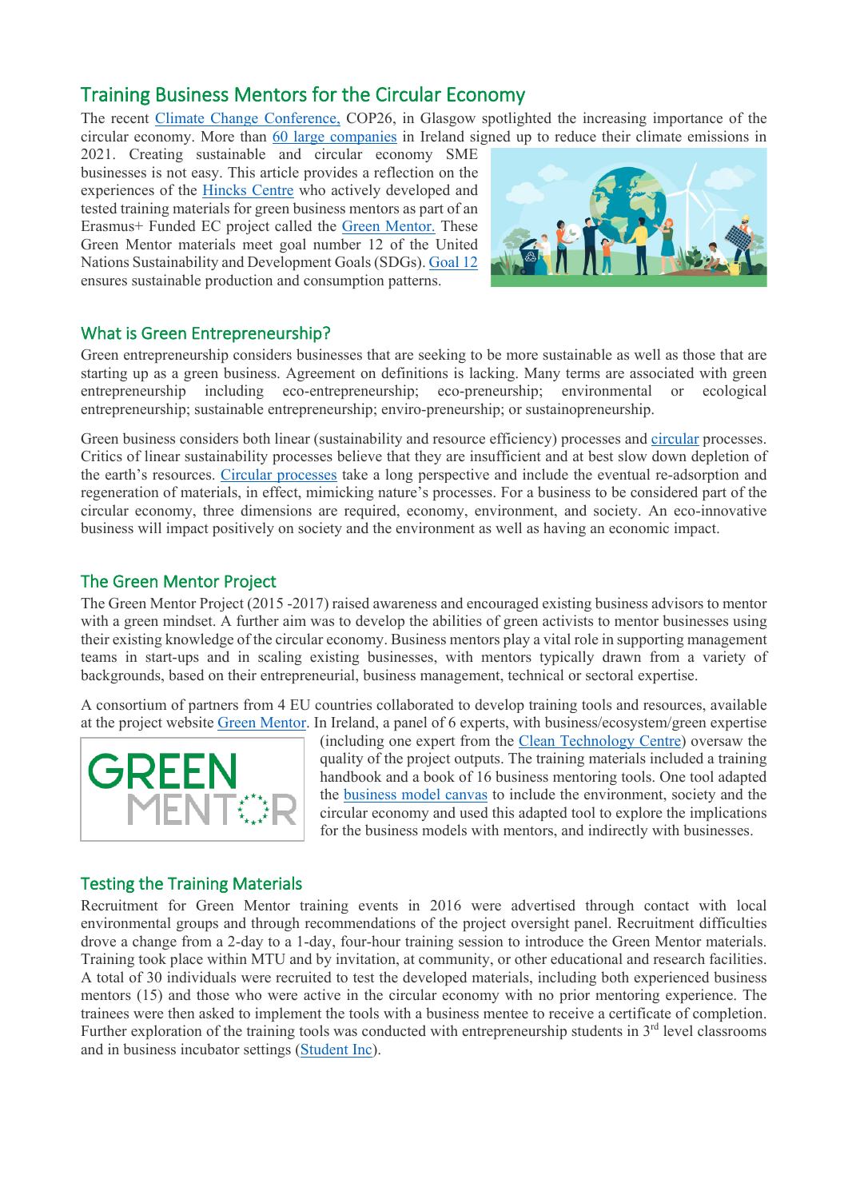## Training Business Mentors for the Circular Economy

The recent Climate Change Conference, COP26, in Glasgow spotlighted the increasing importance of the circular economy. More than 60 large companies in Ireland signed up to reduce their climate emissions in 2021. Creating sustainable and circular economy SME businesses is not easy. This article provides a reflection on the experiences of the Hincks Centre who actively developed and tested training materials for green business mentors as part of an Erasmus+ Funded EC project called the Green Mentor. These Green Mentor materials meet goal number 12 of the United Nations Sustainability and Development Goals (SDGs). Goal 12 ensures sustainable production and consumption patterns.

## What is Green Entrepreneurship?

Green entrepreneurship considers businesses that are seeking to be more sustainable as well as those that are starting up as a green business. Agreement on definitions is lacking. Many terms are associated with green entrepreneurship including eco-entrepreneurship; eco-preneurship; environmental or ecological entrepreneurship; sustainable entrepreneurship; enviro-preneurship; or sustainopreneurship.

Green business considers both linear (sustainability and resource efficiency) processes and circular processes. Critics of linear sustainability processes believe that they are insufficient and at best slow down depletion of the earth's resources. Circular processes take a long perspective and include the eventual re-adsorption and regeneration of materials, in effect, mimicking nature's processes. For a business to be considered part of the circular economy, three dimensions are required, economy, environment, and society. An eco-innovative business will impact positively on society and the environment as well as having an economic impact.

## The Green Mentor Project

The Green Mentor Project (2015 -2017) raised awareness and encouraged existing business advisors to mentor with a green mindset. A further aim was to develop the abilities of green activists to mentor businesses using their existing knowledge of the circular economy. Business mentors play a vital role in supporting management teams in start-ups and in scaling existing businesses, with mentors typically drawn from a variety of backgrounds, based on their entrepreneurial, business management, technical or sectoral expertise.

A consortium of partners from 4 EU countries collaborated to develop training tools and resources, available at the project website Green Mentor. In Ireland, a panel of 6 experts, with business/ecosystem/green expertise (including one expert from the Clean Technology Centre) oversaw the quality of the project outputs. The training materials included a training handbook and a book of 16 business mentoring tools. One tool adapted the business model canvas to include the environment, society and the circular economy and used this adapted tool to explore the implications for the business models with mentors, and indirectly with businesses.

## Testing the Training Materials

Recruitment for Green Mentor training events in 2016 were advertised through contact with local environmental groups and through recommendations of the project oversight panel. Recruitment difficulties drove a change from a 2-day to a 1-day, four-hour training session to introduce the Green Mentor materials. Training took place within MTU and by invitation, at community, or other educational and research facilities. A total of 30 individuals were recruited to test the developed materials, including both experienced business mentors (15) and those who were active in the circular economy with no prior mentoring experience. The trainees were then asked to implement the tools with a business mentee to receive a certificate of completion. Further exploration of the training tools was conducted with entrepreneurship students in 3rd level classrooms and in business incubator settings (Student Inc).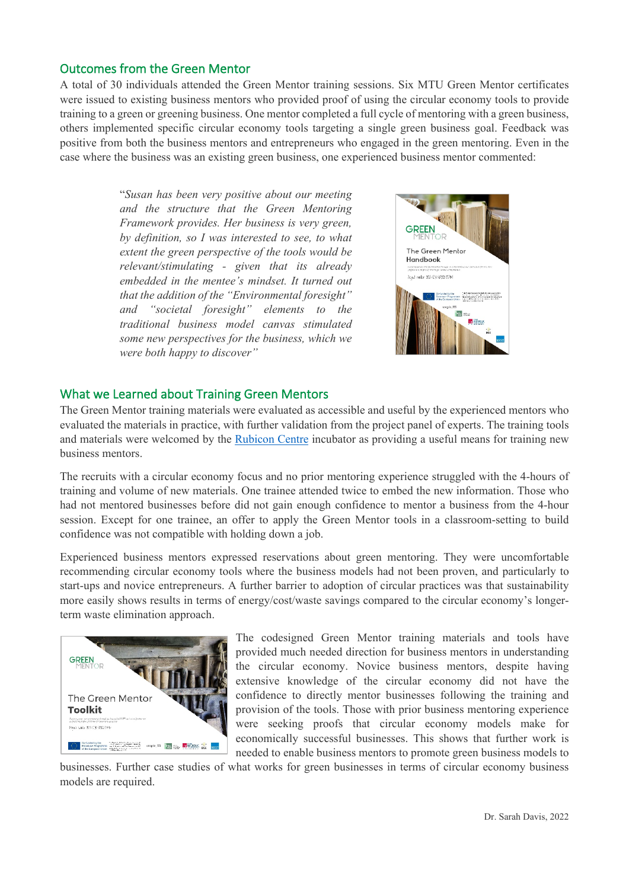## Outcomes from the Green Mentor

A total of 30 individuals attended the Green Mentor training sessions. Six MTU Green Mentor certificates were issued to existing business mentors who provided proof of using the circular economy tools to provide training to a green or greening business. One mentor completed a full cycle of mentoring with a green business, others implemented specific circular economy tools targeting a single green business goal. Feedback was positive from both the business mentors and entrepreneurs who engaged in the green mentoring. Even in the case where the business was an existing green business, one experienced business mentor commented:

> "*Susan has been very positive about our meeting and the structure that the Green Mentoring Framework provides. Her business is very green, by definition, so I was interested to see, to what extent the green perspective of the tools would be relevant/stimulating - given that its already embedded in the mentee's mindset. It turned out that the addition of the "Environmental foresight" and "societal foresight" elements to the traditional business model canvas stimulated some new perspectives for the business, which we were both happy to discover*"

## What we Learned about Training Green Mentors

The Green Mentor training materials were evaluated as accessible and useful by the experienced mentors who evaluated the materials in practice, with further validation from the project panel of experts. The training tools and materials were welcomed by the Rubicon Centre incubator as providing a useful means for training new business mentors.

The recruits with a circular economy focus and no prior mentoring experience struggled with the 4-hours of training and volume of new materials. One trainee attended twice to embed the new information. Those who had not mentored businesses before did not gain enough confidence to mentor a business from the 4-hour session. Except for one trainee, an offer to apply the Green Mentor tools in a classroom-setting to build confidence was not compatible with holding down a job.

Experienced business mentors expressed reservations about green mentoring. They were uncomfortable recommending circular economy tools where the business models had not been proven, and particularly to start-ups and novice entrepreneurs. A further barrier to adoption of circular practices was that sustainability more easily shows results in terms of energy/cost/waste savings compared to the circular economy's longer-term waste elimination approach.

The codesigned Green Mentor training materials and tools have provided much needed direction for business mentors in understanding the circular economy. Novice business mentors, despite having extensive knowledge of the circular economy did not have the confidence to directly mentor businesses following the training and provision of the tools. Those with prior business mentoring experience were seeking proofs that circular economy models make for economically successful businesses. This shows that further work is needed to enable business mentors to promote green business models to businesses. Further case studies of what works for green businesses in terms of circular economy business models are required.

Dr. Sarah Davis, 2022